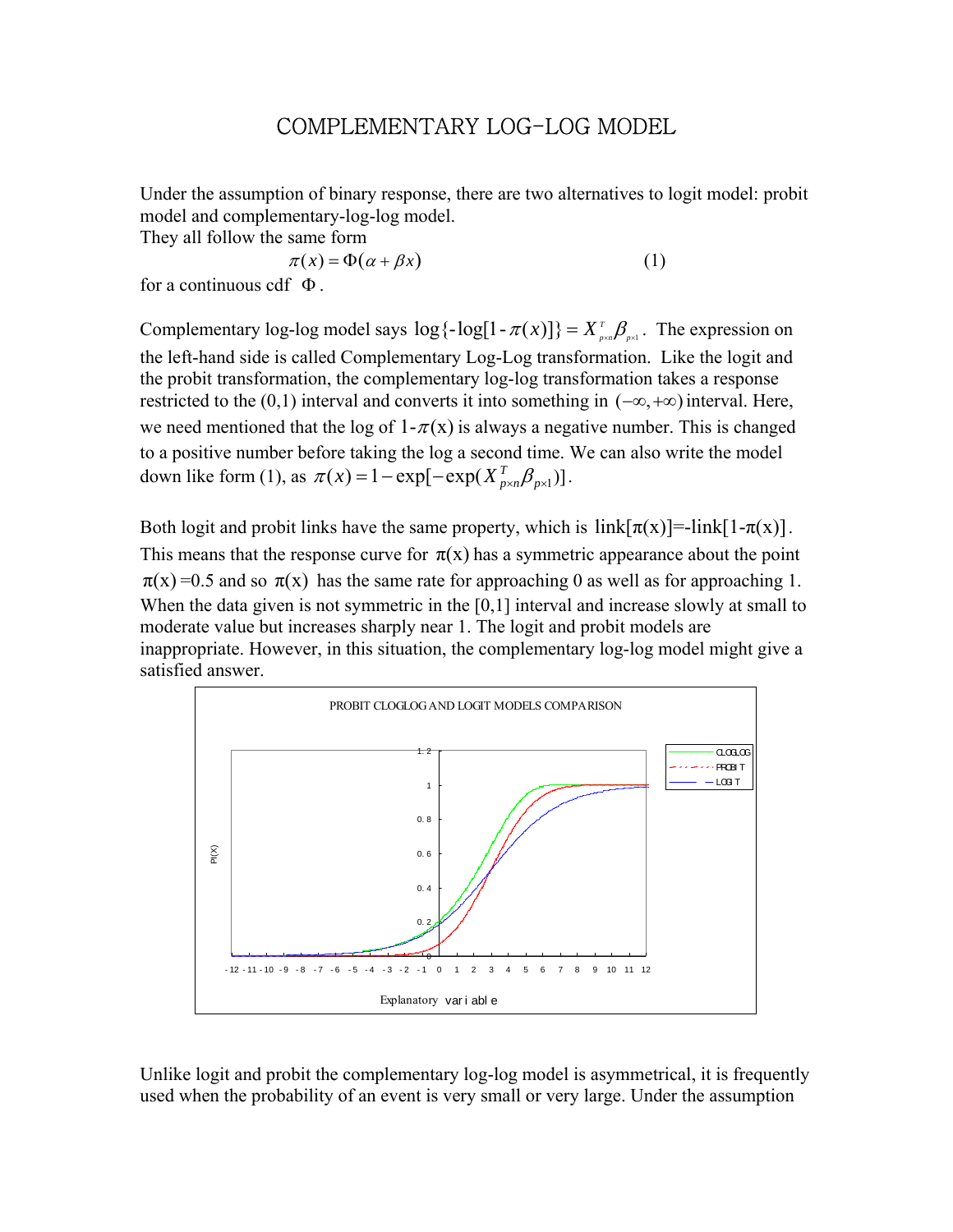# COMPLEMENTARY LOG-LOG MODEL

Under the assumption of binary response, there are two alternatives to logit model: probit model and complementary-log-log model.
They all follow the same form

$$\pi(x) = \Phi(\alpha + \beta x) \tag{1}$$

for a continuous cdf $\Phi$.

Complementary log-log model says $\log\{-\log[1-\pi(x)]\} = X^T_{p\times n}\beta_{p\times 1}$. The expression on the left-hand side is called Complementary Log-Log transformation. Like the logit and the probit transformation, the complementary log-log transformation takes a response restricted to the (0,1) interval and converts it into something in $(-\infty, +\infty)$ interval. Here, we need mentioned that the log of $1-\pi(x)$ is always a negative number. This is changed to a positive number before taking the log a second time. We can also write the model down like form (1), as $\pi(x) = 1-\exp[-\exp(X^T_{p\times n}\beta_{p\times 1})]$.

Both logit and probit links have the same property, which is $\text{link}[\pi(x)] = -\text{link}[1-\pi(x)]$. This means that the response curve for $\pi(x)$ has a symmetric appearance about the point $\pi(x) = 0.5$ and so $\pi(x)$ has the same rate for approaching 0 as well as for approaching 1. When the data given is not symmetric in the [0,1] interval and increase slowly at small to moderate value but increases sharply near 1. The logit and probit models are inappropriate. However, in this situation, the complementary log-log model might give a satisfied answer.

PROBIT CLOGLOG AND LOGIT MODELS COMPARISON

Unlike logit and probit the complementary log-log model is asymmetrical, it is frequently used when the probability of an event is very small or very large. Under the assumption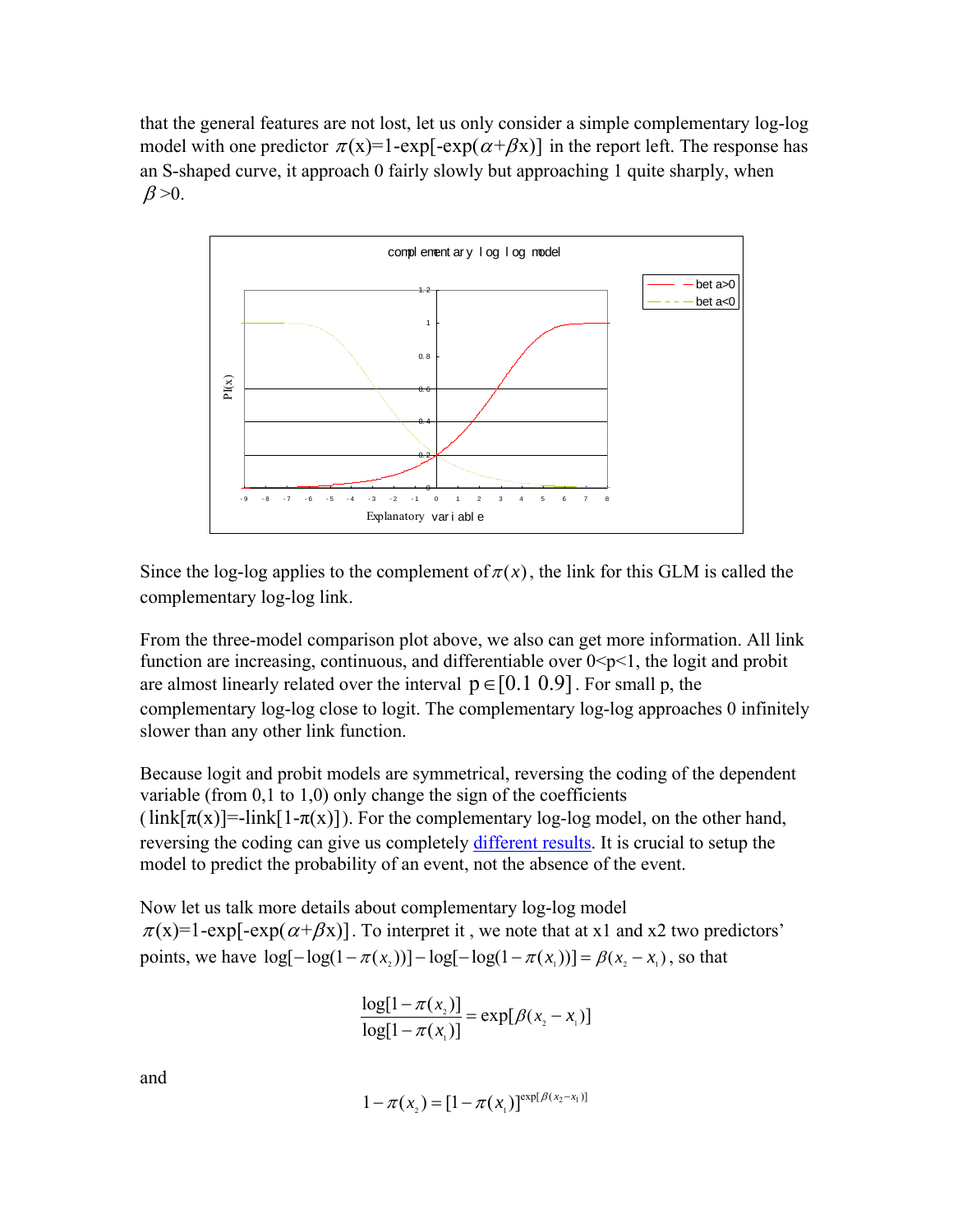that the general features are not lost, let us only consider a simple complementary log-log model with one predictor $\pi(x)=1-\exp[-\exp(\alpha+\beta x)]$ in the report left. The response has an S-shaped curve, it approach 0 fairly slowly but approaching 1 quite sharply, when $\beta>0$.

Since the log-log applies to the complement of $\pi(x)$, the link for this GLM is called the complementary log-log link.

From the three-model comparison plot above, we also can get more information. All link function are increasing, continuous, and differentiable over 0<p<1, the logit and probit are almost linearly related over the interval $p \in [0.1\ 0.9]$. For small p, the complementary log-log close to logit. The complementary log-log approaches 0 infinitely slower than any other link function.

Because logit and probit models are symmetrical, reversing the coding of the dependent variable (from 0,1 to 1,0) only change the sign of the coefficients ($\text{link}[\pi(x)]=-\text{link}[1-\pi(x)]$). For the complementary log-log model, on the other hand, reversing the coding can give us completely different results. It is crucial to setup the model to predict the probability of an event, not the absence of the event.

Now let us talk more details about complementary log-log model $\pi(x)=1-\exp[-\exp(\alpha+\beta x)]$. To interpret it , we note that at x1 and x2 two predictors' points, we have $\log[-\log(1-\pi(x_2))]-\log[-\log(1-\pi(x_1))]=\beta(x_2-x_1)$, so that

$$\frac{\log[1-\pi(x_2)]}{\log[1-\pi(x_1)]}=\exp[\beta(x_2-x_1)]$$

and

$$1-\pi(x_2)=[1-\pi(x_1)]^{\exp[\beta(x_2-x_1)]}$$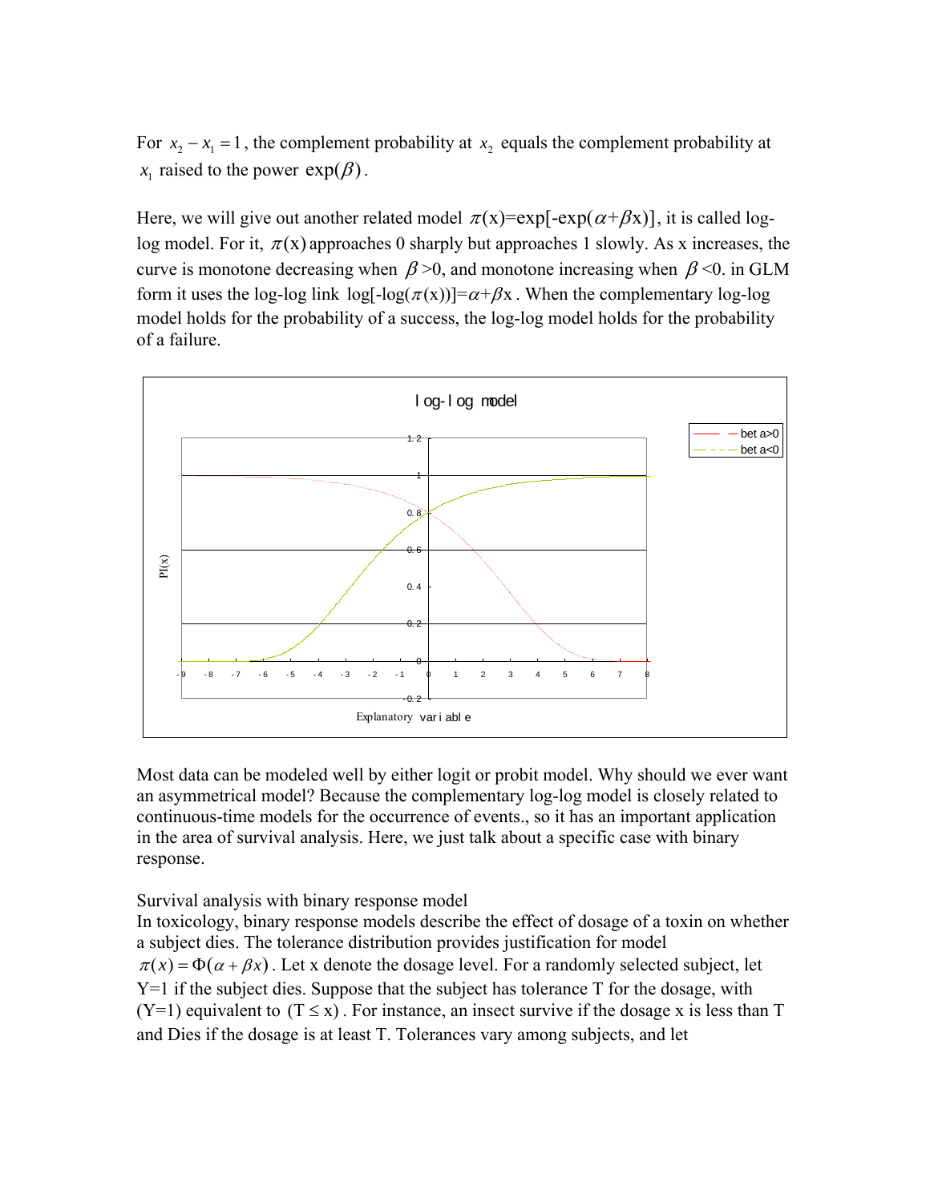For $x_2 - x_1 = 1$, the complement probability at $x_2$ equals the complement probability at $x_1$ raised to the power $\exp(\beta)$.

Here, we will give out another related model $\pi(x)=\exp[-\exp(\alpha+\beta x)]$, it is called log-log model. For it, $\pi(x)$ approaches 0 sharply but approaches 1 slowly. As x increases, the curve is monotone decreasing when $\beta>0$, and monotone increasing when $\beta<0$. in GLM form it uses the log-log link $\log[-\log(\pi(x))]=\alpha+\beta x$. When the complementary log-log model holds for the probability of a success, the log-log model holds for the probability of a failure.

Most data can be modeled well by either logit or probit model. Why should we ever want an asymmetrical model? Because the complementary log-log model is closely related to continuous-time models for the occurrence of events., so it has an important application in the area of survival analysis. Here, we just talk about a specific case with binary response.

Survival analysis with binary response model

In toxicology, binary response models describe the effect of dosage of a toxin on whether a subject dies. The tolerance distribution provides justification for model $\pi(x) = \Phi(\alpha + \beta x)$. Let x denote the dosage level. For a randomly selected subject, let Y=1 if the subject dies. Suppose that the subject has tolerance T for the dosage, with (Y=1) equivalent to $(T \le x)$. For instance, an insect survive if the dosage x is less than T and Dies if the dosage is at least T. Tolerances vary among subjects, and let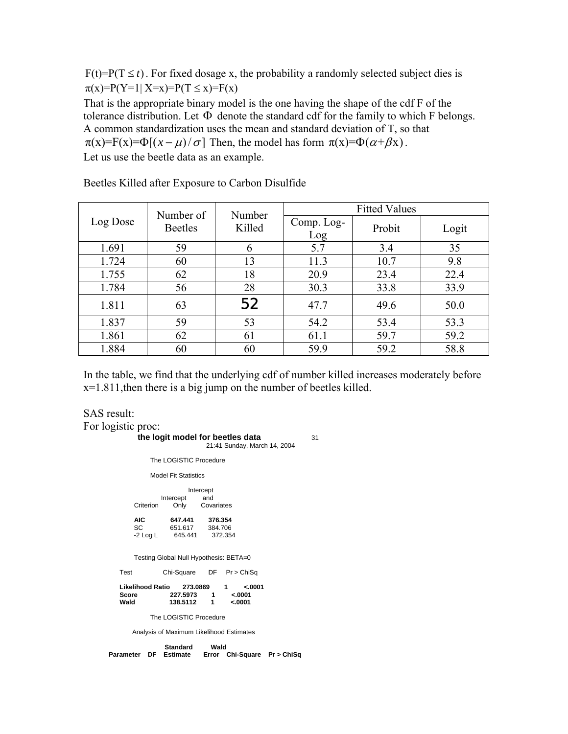$F(t)=P(T \leq t)$. For fixed dosage x, the probability a randomly selected subject dies is $\pi(x)=P(Y=1|X=x)=P(T \leq x)=F(x)$

That is the appropriate binary model is the one having the shape of the cdf F of the tolerance distribution. Let $\Phi$ denote the standard cdf for the family to which F belongs. A common standardization uses the mean and standard deviation of T, so that $\pi(x)=F(x)=\Phi[(x-\mu)/\sigma]$ Then, the model has form $\pi(x)=\Phi(\alpha+\beta x)$.

Let us use the beetle data as an example.

Beetles Killed after Exposure to Carbon Disulfide

| Log Dose | Number of Beetles | Number Killed | Fitted Values | | |
|---|---|---|---|---|---|
| | | | Comp. Log-Log | Probit | Logit |
| 1.691 | 59 | 6 | 5.7 | 3.4 | 35 |
| 1.724 | 60 | 13 | 11.3 | 10.7 | 9.8 |
| 1.755 | 62 | 18 | 20.9 | 23.4 | 22.4 |
| 1.784 | 56 | 28 | 30.3 | 33.8 | 33.9 |
| 1.811 | 63 | 52 | 47.7 | 49.6 | 50.0 |
| 1.837 | 59 | 53 | 54.2 | 53.4 | 53.3 |
| 1.861 | 62 | 61 | 61.1 | 59.7 | 59.2 |
| 1.884 | 60 | 60 | 59.9 | 59.2 | 58.8 |

In the table, we find that the underlying cdf of number killed increases moderately before x=1.811,then there is a big jump on the number of beetles killed.

SAS result:

For logistic proc:

```
                the logit model for beetles data                31
                              21:41 Sunday, March 14, 2004

                    The LOGISTIC Procedure

                    Model Fit Statistics

                                 Intercept
                     Intercept      and
          Criterion     Only     Covariates

          AIC         647.441     376.354
          SC          651.617     384.706
          -2 Log L     645.441     372.354


          Testing Global Null Hypothesis: BETA=0

     Test             Chi-Square      DF     Pr > ChiSq

     Likelihood Ratio     273.0869       1        <.0001
     Score               227.5973       1        <.0001
     Wald                138.5112       1        <.0001

                    The LOGISTIC Procedure

          Analysis of Maximum Likelihood Estimates

                          Standard         Wald
 Parameter    DF   Estimate      Error    Chi-Square    Pr > ChiSq
```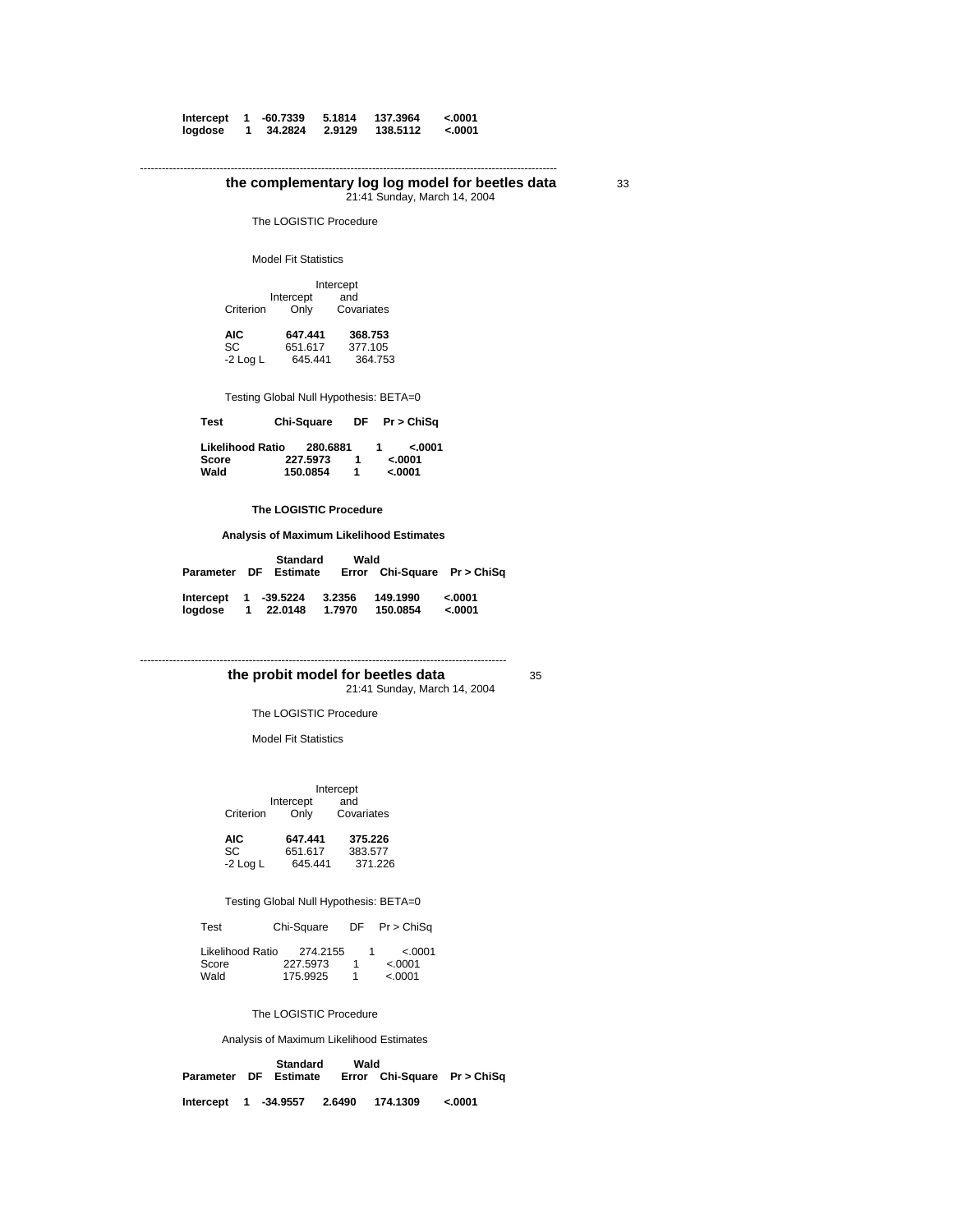| Intercept | 1 | -60.7339 | 5.1814 | 137.3964 | <.0001 |
|---|---|---|---|---|---|
| logdose | 1 | 34.2824 | 2.9129 | 138.5112 | <.0001 |

---

## the complementary log log model for beetles data

21:41 Sunday, March 14, 2004

The LOGISTIC Procedure

Model Fit Statistics

| Criterion | Intercept Only | Intercept and Covariates |
|---|---|---|
| **AIC** | **647.441** | **368.753** |
| SC | 651.617 | 377.105 |
| -2 Log L | 645.441 | 364.753 |

Testing Global Null Hypothesis: BETA=0

| Test | Chi-Square | DF | Pr > ChiSq |
|---|---|---|---|
| **Likelihood Ratio** | **280.6881** | **1** | **<.0001** |
| **Score** | **227.5973** | **1** | **<.0001** |
| **Wald** | **150.0854** | **1** | **<.0001** |

**The LOGISTIC Procedure**

**Analysis of Maximum Likelihood Estimates**

| Parameter | DF | Estimate | Standard Error | Wald Chi-Square | Pr > ChiSq |
|---|---|---|---|---|---|
| **Intercept** | **1** | **-39.5224** | **3.2356** | **149.1990** | **<.0001** |
| **logdose** | **1** | **22.0148** | **1.7970** | **150.0854** | **<.0001** |

---

## the probit model for beetles data

21:41 Sunday, March 14, 2004

The LOGISTIC Procedure

Model Fit Statistics

| Criterion | Intercept Only | Intercept and Covariates |
|---|---|---|
| **AIC** | **647.441** | **375.226** |
| SC | 651.617 | 383.577 |
| -2 Log L | 645.441 | 371.226 |

Testing Global Null Hypothesis: BETA=0

| Test | Chi-Square | DF | Pr > ChiSq |
|---|---|---|---|
| Likelihood Ratio | 274.2155 | 1 | <.0001 |
| Score | 227.5973 | 1 | <.0001 |
| Wald | 175.9925 | 1 | <.0001 |

The LOGISTIC Procedure

Analysis of Maximum Likelihood Estimates

| Parameter | DF | Estimate | Standard Error | Wald Chi-Square | Pr > ChiSq |
|---|---|---|---|---|---|
| **Intercept** | **1** | **-34.9557** | **2.6490** | **174.1309** | **<.0001** |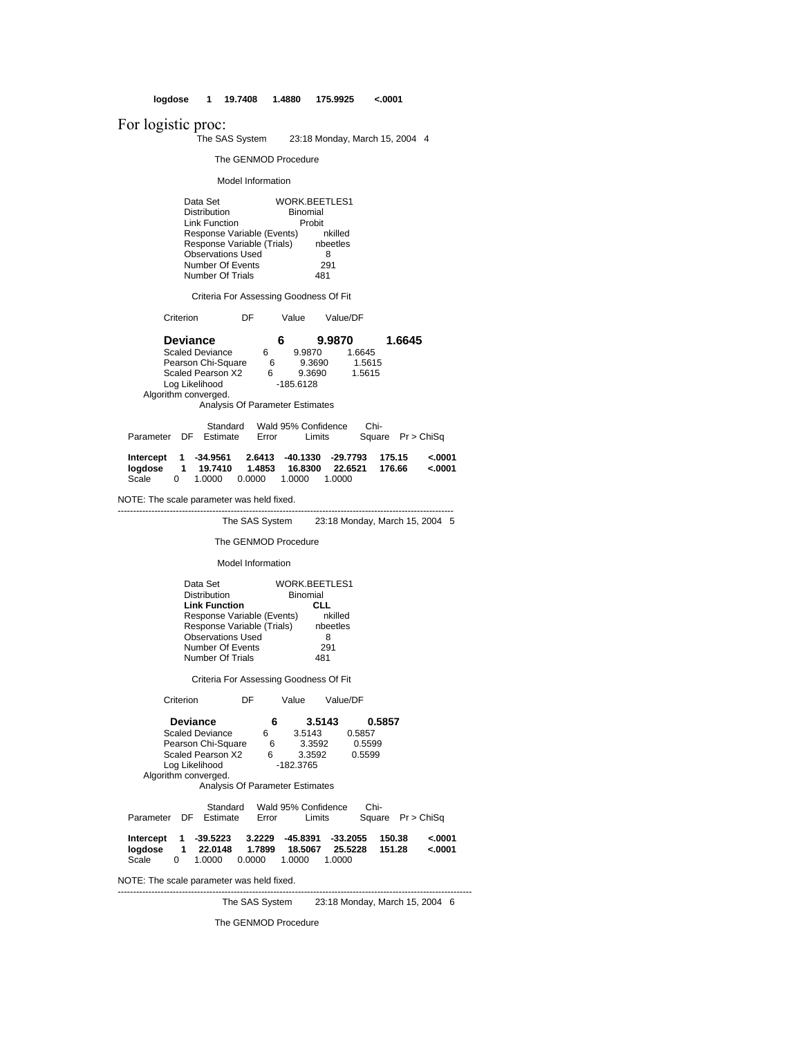**logdose 1 19.7408 1.4880 175.9925 <.0001**

For logistic proc:

```
                    The SAS System        23:18 Monday, March 15, 2004   4

                      The GENMOD Procedure

                        Model Information

              Data Set                     WORK.BEETLES1
              Distribution                 Binomial
              Link Function                Probit
              Response Variable (Events)   nkilled
              Response Variable (Trials)   nbeetles
              Observations Used            8
              Number Of Events             291
              Number Of Trials             481

                 Criteria For Assessing Goodness Of Fit

         Criterion               DF        Value     Value/DF

         Deviance                 6       9.9870       1.6645
         Scaled Deviance          6       9.9870       1.6645
         Pearson Chi-Square       6       9.3690       1.5615
         Scaled Pearson X2        6       9.3690       1.5615
         Log Likelihood                -185.6128
     Algorithm converged.
                    Analysis Of Parameter Estimates

                          Standard    Wald 95% Confidence     Chi-
   Parameter  DF  Estimate   Error        Limits          Square   Pr > ChiSq

   Intercept   1  -34.9561   2.6413  -40.1330  -29.7793   175.15     <.0001
   logdose     1   19.7410   1.4853   16.8300   22.6521   176.66     <.0001
   Scale       0    1.0000   0.0000    1.0000    1.0000

NOTE: The scale parameter was held fixed.
--------------------------------------------------------------------------------------------------
                    The SAS System        23:18 Monday, March 15, 2004   5

                      The GENMOD Procedure

                        Model Information

              Data Set                     WORK.BEETLES1
              Distribution                 Binomial
              Link Function                CLL
              Response Variable (Events)   nkilled
              Response Variable (Trials)   nbeetles
              Observations Used            8
              Number Of Events             291
              Number Of Trials             481

                 Criteria For Assessing Goodness Of Fit

         Criterion               DF        Value     Value/DF

         Deviance                 6       3.5143       0.5857
         Scaled Deviance          6       3.5143       0.5857
         Pearson Chi-Square       6       3.3592       0.5599
         Scaled Pearson X2        6       3.3592       0.5599
         Log Likelihood                -182.3765
     Algorithm converged.
                    Analysis Of Parameter Estimates

                          Standard    Wald 95% Confidence     Chi-
   Parameter  DF  Estimate   Error        Limits          Square   Pr > ChiSq

   Intercept   1  -39.5223   3.2229  -45.8391  -33.2055   150.38     <.0001
   logdose     1   22.0148   1.7899   18.5067   25.5228   151.28     <.0001
   Scale       0    1.0000   0.0000    1.0000    1.0000

NOTE: The scale parameter was held fixed.
--------------------------------------------------------------------------------------------------
                    The SAS System        23:18 Monday, March 15, 2004   6

                      The GENMOD Procedure
```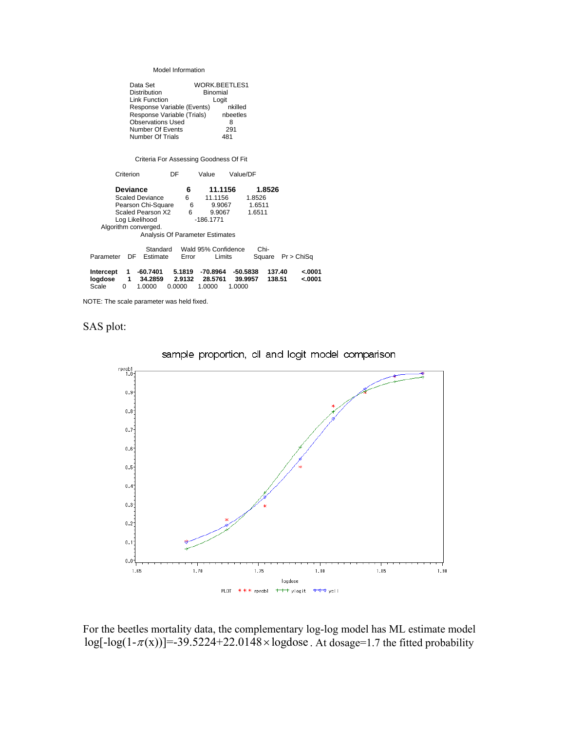Model Information

| | |
|---|---|
| Data Set | WORK.BEETLES1 |
| Distribution | Binomial |
| Link Function | Logit |
| Response Variable (Events) | nkilled |
| Response Variable (Trials) | nbeetles |
| Observations Used | 8 |
| Number Of Events | 291 |
| Number Of Trials | 481 |

Criteria For Assessing Goodness Of Fit

| Criterion | DF | Value | Value/DF |
|---|---|---|---|
| **Deviance** | **6** | **11.1156** | **1.8526** |
| Scaled Deviance | 6 | 11.1156 | 1.8526 |
| Pearson Chi-Square | 6 | 9.9067 | 1.6511 |
| Scaled Pearson X2 | 6 | 9.9067 | 1.6511 |
| Log Likelihood | | -186.1771 | |

Algorithm converged.

Analysis Of Parameter Estimates

| Parameter | DF | Estimate | Standard Error | Wald 95% Confidence Limits | | Chi-Square | Pr > ChiSq |
|---|---|---|---|---|---|---|---|
| **Intercept** | **1** | **-60.7401** | **5.1819** | **-70.8964** | **-50.5838** | **137.40** | **<.0001** |
| **logdose** | **1** | **34.2859** | **2.9132** | **28.5761** | **39.9957** | **138.51** | **<.0001** |
| Scale | 0 | 1.0000 | 0.0000 | 1.0000 | 1.0000 | | |

NOTE: The scale parameter was held fixed.

SAS plot:

sample proportion, cll and logit model comparison

For the beetles mortality data, the complementary log-log model has ML estimate model $\log[-\log(1-\pi(x))]=-39.5224+22.0148\times\text{logdose}$. At dosage=1.7 the fitted probability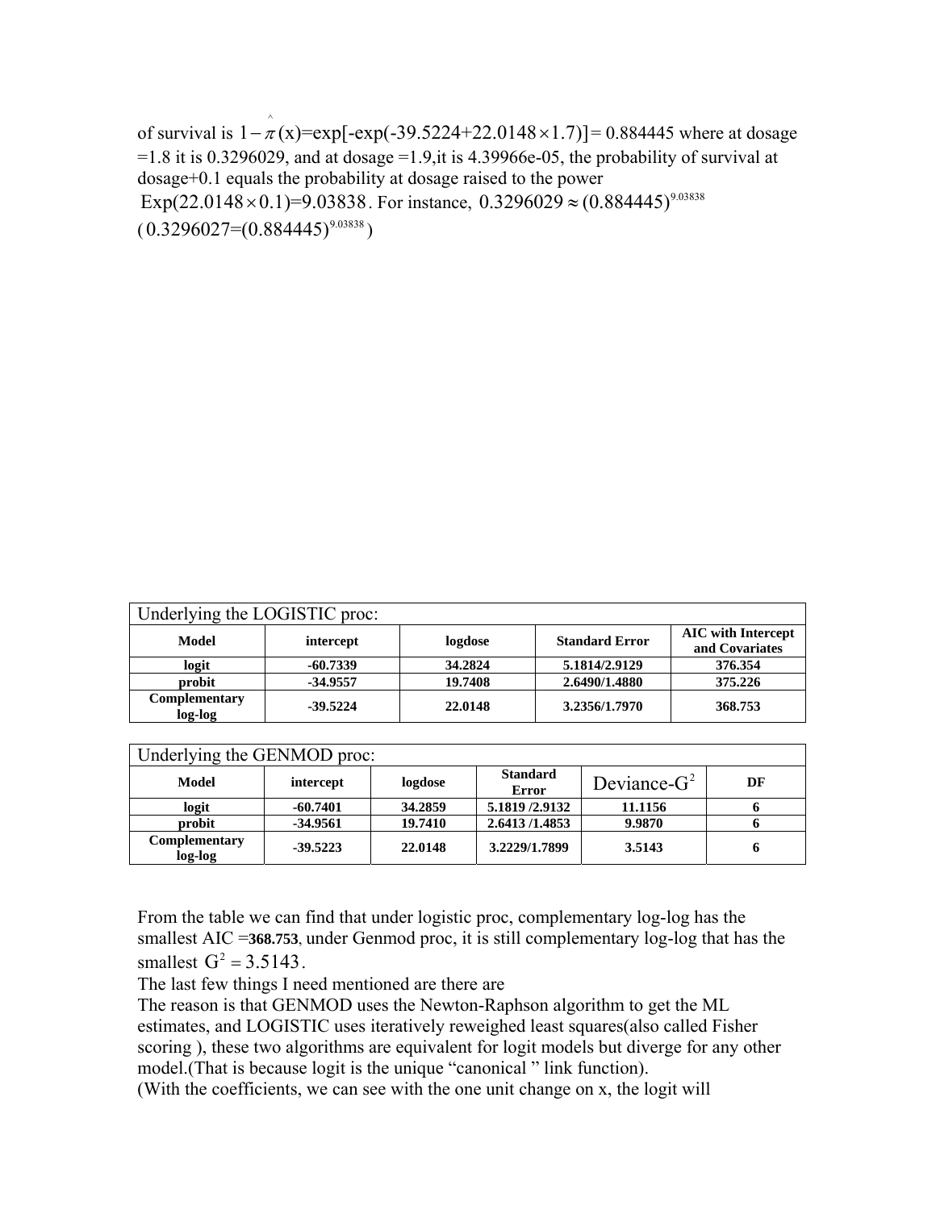of survival is $1-\hat{\pi}(x)=\exp[-\exp(-39.5224+22.0148\times1.7)]=0.884445$ where at dosage =1.8 it is 0.3296029, and at dosage =1.9,it is 4.39966e-05, the probability of survival at dosage+0.1 equals the probability at dosage raised to the power $\text{Exp}(22.0148\times0.1)=9.03838$. For instance, $0.3296029\approx(0.884445)^{9.03838}$ ( $0.3296027=(0.884445)^{9.03838}$ )

| Underlying the LOGISTIC proc: | | | | |
|---|---|---|---|---|
| **Model** | **intercept** | **logdose** | **Standard Error** | **AIC with Intercept and Covariates** |
| **logit** | **-60.7339** | **34.2824** | **5.1814/2.9129** | **376.354** |
| **probit** | **-34.9557** | **19.7408** | **2.6490/1.4880** | **375.226** |
| **Complementary log-log** | **-39.5224** | **22.0148** | **3.2356/1.7970** | **368.753** |

| Underlying the GENMOD proc: | | | | | |
|---|---|---|---|---|---|
| **Model** | **intercept** | **logdose** | **Standard Error** | Deviance-$G^2$ | **DF** |
| **logit** | **-60.7401** | **34.2859** | **5.1819 /2.9132** | **11.1156** | **6** |
| **probit** | **-34.9561** | **19.7410** | **2.6413 /1.4853** | **9.9870** | **6** |
| **Complementary log-log** | **-39.5223** | **22.0148** | **3.2229/1.7899** | **3.5143** | **6** |

From the table we can find that under logistic proc, complementary log-log has the smallest AIC =**368.753**, under Genmod proc, it is still complementary log-log that has the smallest $G^2=3.5143$.

The last few things I need mentioned are there are

The reason is that GENMOD uses the Newton-Raphson algorithm to get the ML estimates, and LOGISTIC uses iteratively reweighed least squares(also called Fisher scoring ), these two algorithms are equivalent for logit models but diverge for any other model.(That is because logit is the unique "canonical " link function).

(With the coefficients, we can see with the one unit change on x, the logit will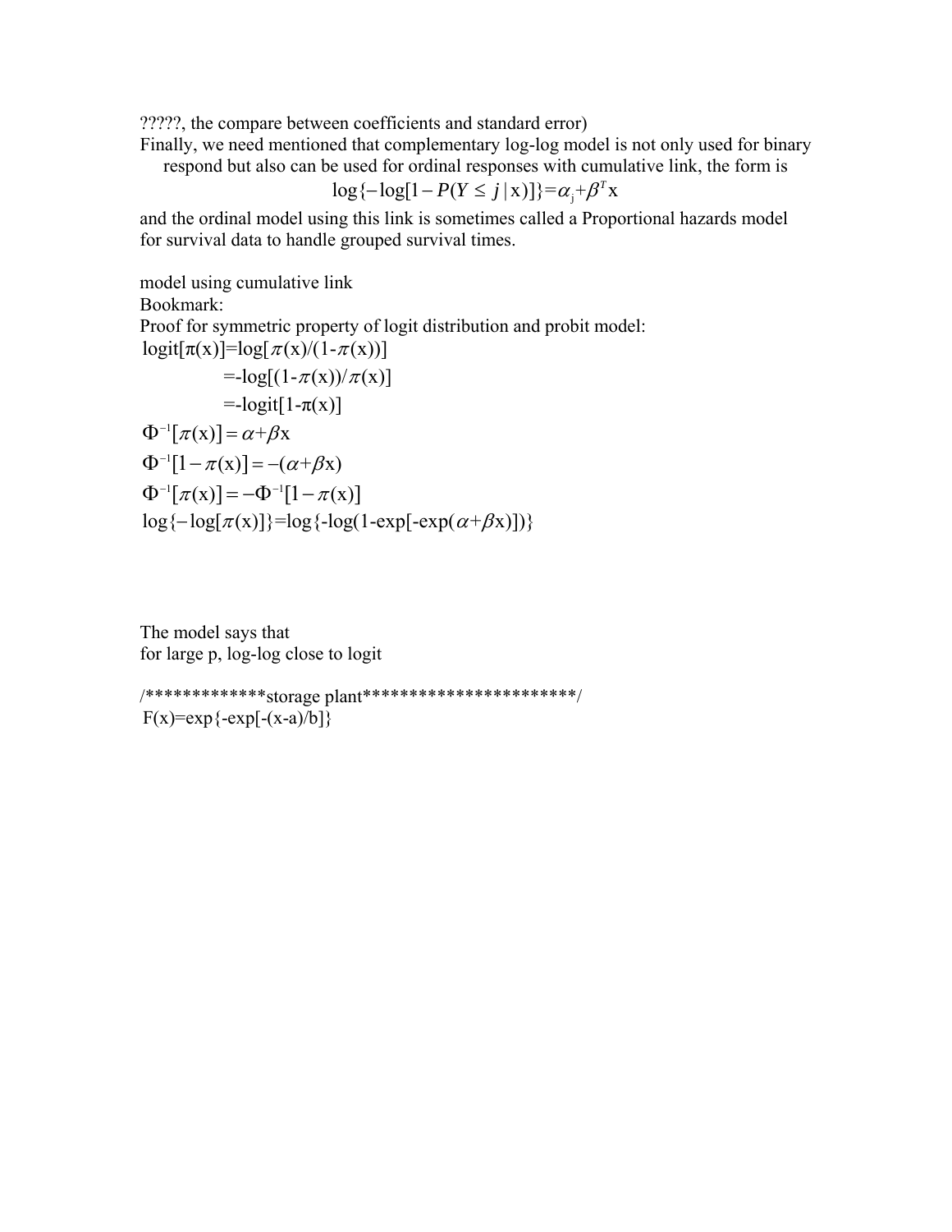?????, the compare between coefficients and standard error)

Finally, we need mentioned that complementary log-log model is not only used for binary respond but also can be used for ordinal responses with cumulative link, the form is

$$\log\{-\log[1-P(Y\le j\,|\,\mathrm{x})]\}=\alpha_j+\beta^T\mathrm{x}$$

and the ordinal model using this link is sometimes called a Proportional hazards model for survival data to handle grouped survival times.

model using cumulative link

Bookmark:

Proof for symmetric property of logit distribution and probit model:

$$\mathrm{logit}[\pi(\mathrm{x})]=\log[\pi(\mathrm{x})/(1-\pi(\mathrm{x}))]$$

$$=-\log[(1-\pi(\mathrm{x}))/\pi(\mathrm{x})]$$

$$=-\mathrm{logit}[1-\pi(\mathrm{x})]$$

$$\Phi^{-1}[\pi(\mathrm{x})]=\alpha+\beta\mathrm{x}$$

$$\Phi^{-1}[1-\pi(\mathrm{x})]=-(\alpha+\beta\mathrm{x})$$

$$\Phi^{-1}[\pi(\mathrm{x})]=-\Phi^{-1}[1-\pi(\mathrm{x})]$$

$$\log\{-\log[\pi(\mathrm{x})]\}=\log\{-\log(1-\exp[-\exp(\alpha+\beta\mathrm{x})])\}$$

The model says that

for large p, log-log close to logit

/*************storage plant***********************/

$$F(x)=\exp\{-\exp[-(x-a)/b]\}$$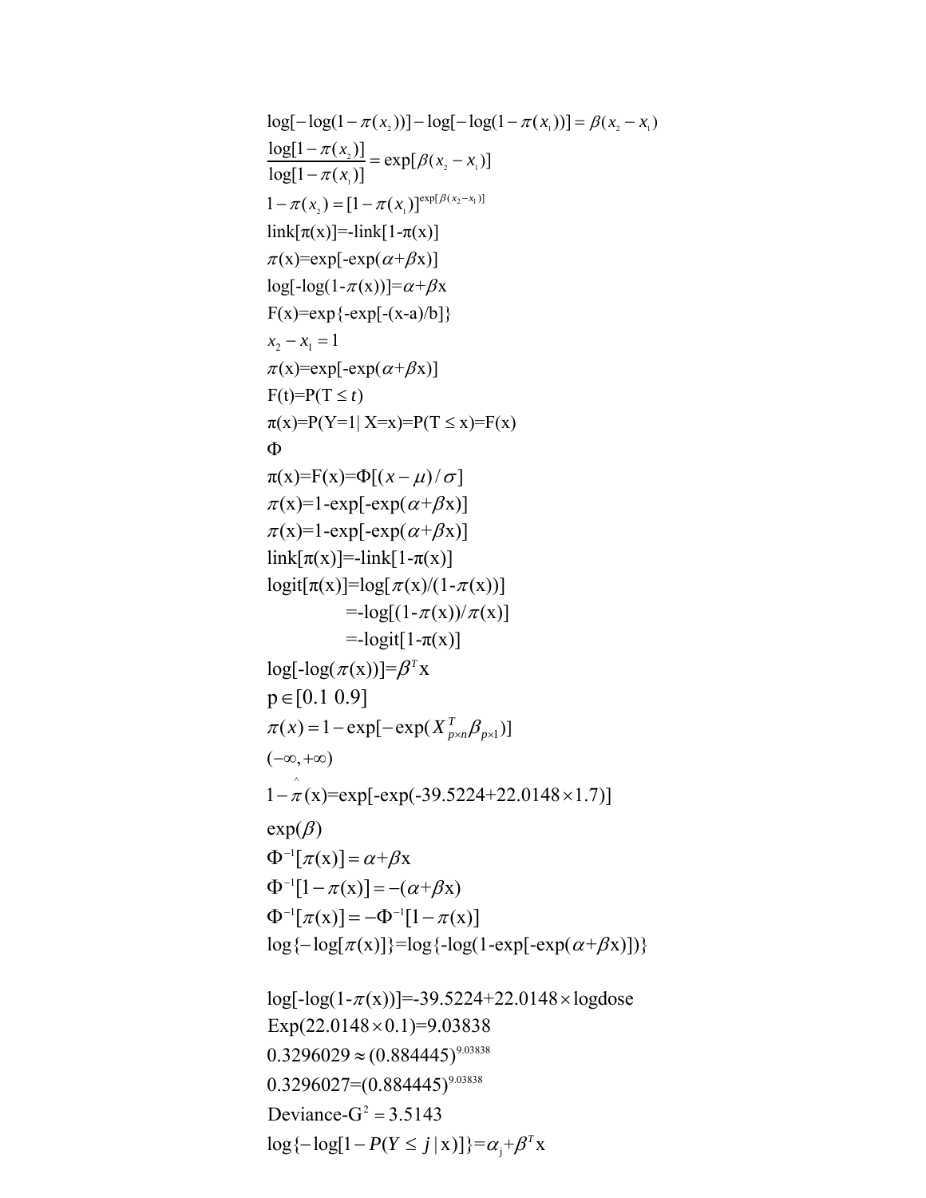$$\log[-\log(1-\pi(x_2))]-\log[-\log(1-\pi(x_1))]=\beta(x_2-x_1)$$

$$\frac{\log[1-\pi(x_2)]}{\log[1-\pi(x_1)]}=\exp[\beta(x_2-x_1)]$$

$$1-\pi(x_2)=[1-\pi(x_1)]^{\exp[\beta(x_2-x_1)]}$$

$$\text{link}[\pi(x)]=-\text{link}[1-\pi(x)]$$

$$\pi(x)=\exp[-\exp(\alpha+\beta x)]$$

$$\log[-\log(1-\pi(x))]=\alpha+\beta x$$

$$F(x)=\exp\{-\exp[-(x-a)/b]\}$$

$$x_2-x_1=1$$

$$\pi(x)=\exp[-\exp(\alpha+\beta x)]$$

$$F(t)=P(T\le t)$$

$$\pi(x)=P(Y=1|\,X=x)=P(T\le x)=F(x)$$

$$\Phi$$

$$\pi(x)=F(x)=\Phi[(x-\mu)/\sigma]$$

$$\pi(x)=1-\exp[-\exp(\alpha+\beta x)]$$

$$\pi(x)=1-\exp[-\exp(\alpha+\beta x)]$$

$$\text{link}[\pi(x)]=-\text{link}[1-\pi(x)]$$

$$\begin{aligned}\text{logit}[\pi(x)]&=\log[\pi(x)/(1-\pi(x))]\\&=-\log[(1-\pi(x))/\pi(x)]\\&=-\text{logit}[1-\pi(x)]\end{aligned}$$

$$\log[-\log(\pi(x))]=\beta^T x$$

$$p\in[0.1\ 0.9]$$

$$\pi(x)=1-\exp[-\exp(X_{p\times n}^T\beta_{p\times 1})]$$

$$(-\infty,+\infty)$$

$$1-\hat{\pi}(x)=\exp[-\exp(-39.5224+22.0148\times 1.7)]$$

$$\exp(\beta)$$

$$\Phi^{-1}[\pi(x)]=\alpha+\beta x$$

$$\Phi^{-1}[1-\pi(x)]=-(\alpha+\beta x)$$

$$\Phi^{-1}[\pi(x)]=-\Phi^{-1}[1-\pi(x)]$$

$$\log\{-\log[\pi(x)]\}=\log\{-\log(1-\exp[-\exp(\alpha+\beta x)])\}$$

$$\log[-\log(1-\pi(x))]=-39.5224+22.0148\times \text{logdose}$$

$$\text{Exp}(22.0148\times 0.1)=9.03838$$

$$0.3296029\approx(0.884445)^{9.03838}$$

$$0.3296027=(0.884445)^{9.03838}$$

$$\text{Deviance-}G^2=3.5143$$

$$\log\{-\log[1-P(Y\le j\,|\,x)]\}=\alpha_j+\beta^T x$$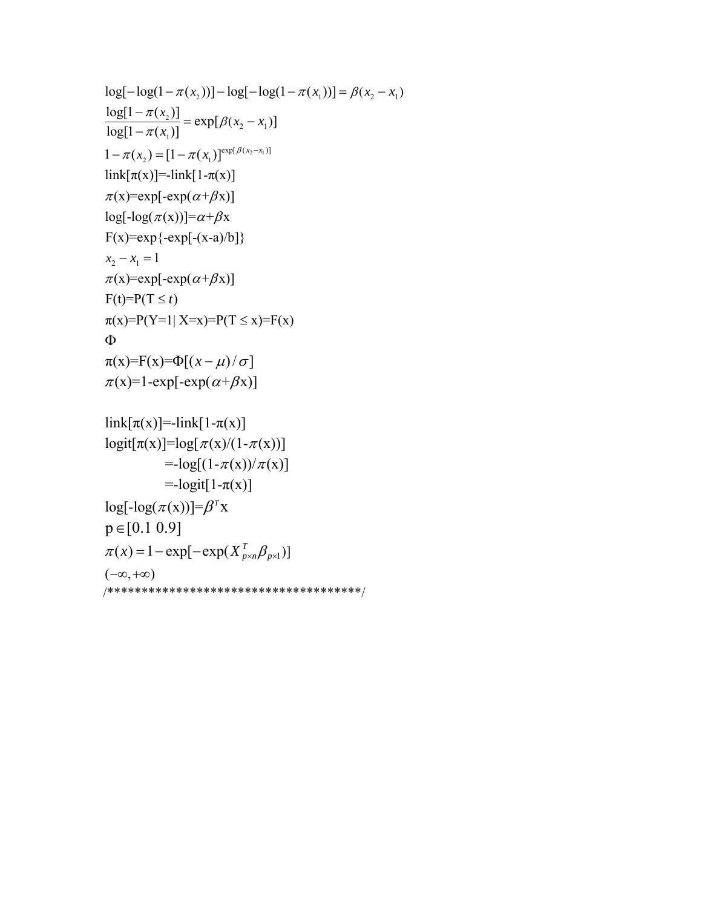$$\log[-\log(1-\pi(x_2))]-\log[-\log(1-\pi(x_1))]=\beta(x_2-x_1)$$

$$\frac{\log[1-\pi(x_2)]}{\log[1-\pi(x_1)]}=\exp[\beta(x_2-x_1)]$$

$$1-\pi(x_2)=[1-\pi(x_1)]^{\exp[\beta(x_2-x_1)]}$$

link[π(x)]=-link[1-π(x)]

$\pi(\text{x})=\exp[-\exp(\alpha+\beta\text{x})]$

$\log[-\log(\pi(\text{x}))]=\alpha+\beta\text{x}$

F(x)=exp{-exp[-(x-a)/b]}

$x_2-x_1=1$

$\pi(\text{x})=\exp[-\exp(\alpha+\beta\text{x})]$

$\text{F(t)=P(T} \le t)$

$\pi(\text{x})=\text{P(Y=1| X=x)=P(T} \le \text{x)=F(x)}$

$\Phi$

$\pi(\text{x})=\text{F(x)}=\Phi[(x-\mu)/\sigma]$

$\pi(\text{x})=1-\exp[-\exp(\alpha+\beta\text{x})]$

link[π(x)]=-link[1-π(x)]

$$\begin{aligned}\text{logit}[\pi(\text{x})]&=\log[\pi(\text{x})/(1-\pi(\text{x}))]\\&=-\log[(1-\pi(\text{x}))/\pi(\text{x})]\\&=-\text{logit}[1-\pi(\text{x})]\end{aligned}$$

$\log[-\log(\pi(\text{x}))]=\beta^T\text{x}$

$\text{p}\in[0.1\ 0.9]$

$\pi(x)=1-\exp[-\exp(X_{p\times n}^T\beta_{p\times 1})]$

$(-\infty,+\infty)$

/*************************************/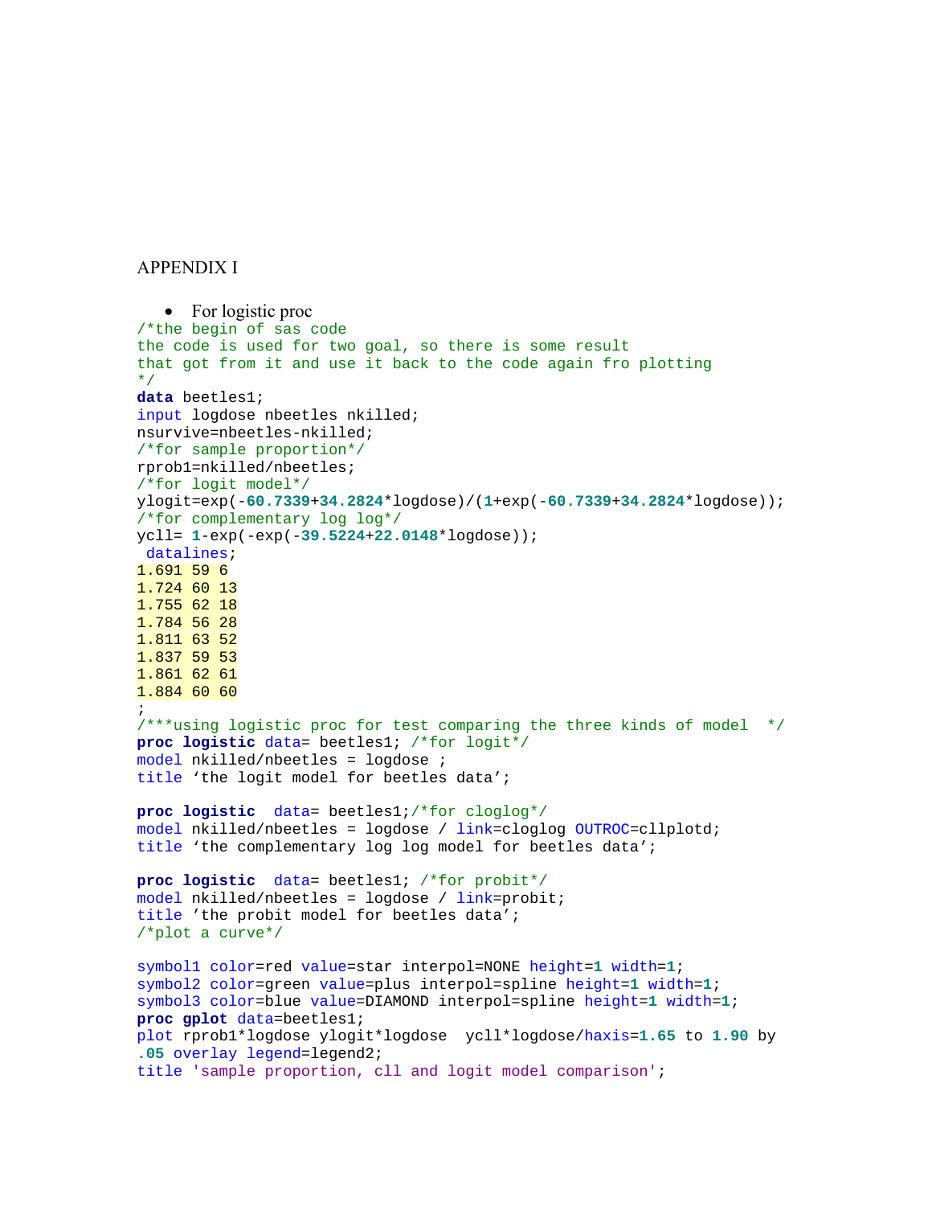APPENDIX I

- For logistic proc

```
/*the begin of sas code
the code is used for two goal, so there is some result
that got from it and use it back to the code again fro plotting
*/
data beetles1;
input logdose nbeetles nkilled;
nsurvive=nbeetles-nkilled;
/*for sample proportion*/
rprob1=nkilled/nbeetles;
/*for logit model*/
ylogit=exp(-60.7339+34.2824*logdose)/(1+exp(-60.7339+34.2824*logdose));
/*for complementary log log*/
ycll= 1-exp(-exp(-39.5224+22.0148*logdose));
 datalines;
1.691 59 6
1.724 60 13
1.755 62 18
1.784 56 28
1.811 63 52
1.837 59 53
1.861 62 61
1.884 60 60
;
/***using logistic proc for test comparing the three kinds of model  */
proc logistic data= beetles1; /*for logit*/
model nkilled/nbeetles = logdose ;
title ‘the logit model for beetles data’;

proc logistic  data= beetles1;/*for cloglog*/
model nkilled/nbeetles = logdose / link=cloglog OUTROC=cllplotd;
title ‘the complementary log log model for beetles data’;

proc logistic  data= beetles1; /*for probit*/
model nkilled/nbeetles = logdose / link=probit;
title ’the probit model for beetles data’;
/*plot a curve*/

symbol1 color=red value=star interpol=NONE height=1 width=1;
symbol2 color=green value=plus interpol=spline height=1 width=1;
symbol3 color=blue value=DIAMOND interpol=spline height=1 width=1;
proc gplot data=beetles1;
plot rprob1*logdose ylogit*logdose  ycll*logdose/haxis=1.65 to 1.90 by
.05 overlay legend=legend2;
title 'sample proportion, cll and logit model comparison';
```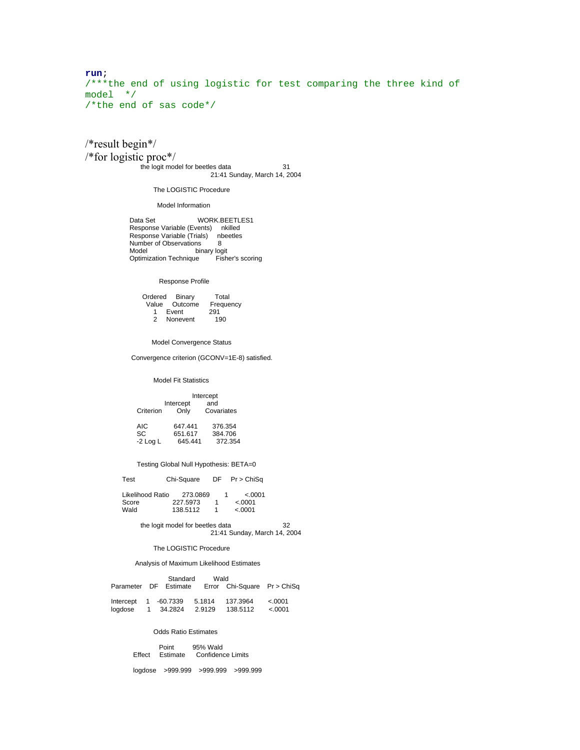```
run;
/***the end of using logistic for test comparing the three kind of
model  */
/*the end of sas code*/
```

/*result begin*/

/*for logistic proc*/

```
                  the logit model for beetles data                    31
                                                 21:41 Sunday, March 14, 2004

                       The LOGISTIC Procedure

                         Model Information

            Data Set                    WORK.BEETLES1
            Response Variable (Events)     nkilled
            Response Variable (Trials)     nbeetles
            Number of Observations          8
            Model                       binary logit
            Optimization Technique         Fisher's scoring


                          Response Profile

                  Ordered     Binary          Total
                    Value     Outcome       Frequency
                        1     Event              291
                        2     Nonevent           190


                      Model Convergence Status

             Convergence criterion (GCONV=1E-8) satisfied.


                       Model Fit Statistics

                                          Intercept
                             Intercept          and
                 Criterion        Only   Covariates

                 AIC           647.441      376.354
                 SC            651.617      384.706
                 -2 Log L      645.441      372.354


                Testing Global Null Hypothesis: BETA=0

         Test                 Chi-Square       DF     Pr > ChiSq

         Likelihood Ratio       273.0869        1         <.0001
         Score                  227.5973        1         <.0001
         Wald                   138.5112        1         <.0001

                  the logit model for beetles data                    32
                                                 21:41 Sunday, March 14, 2004

                       The LOGISTIC Procedure

              Analysis of Maximum Likelihood Estimates

                                    Standard          Wald
   Parameter    DF    Estimate       Error    Chi-Square    Pr > ChiSq

   Intercept     1    -60.7339      5.1814      137.3964        <.0001
   logdose       1     34.2824      2.9129      138.5112        <.0001


                       Odds Ratio Estimates

                              Point          95% Wald
             Effect        Estimate      Confidence Limits

             logdose        >999.999     >999.999    >999.999
```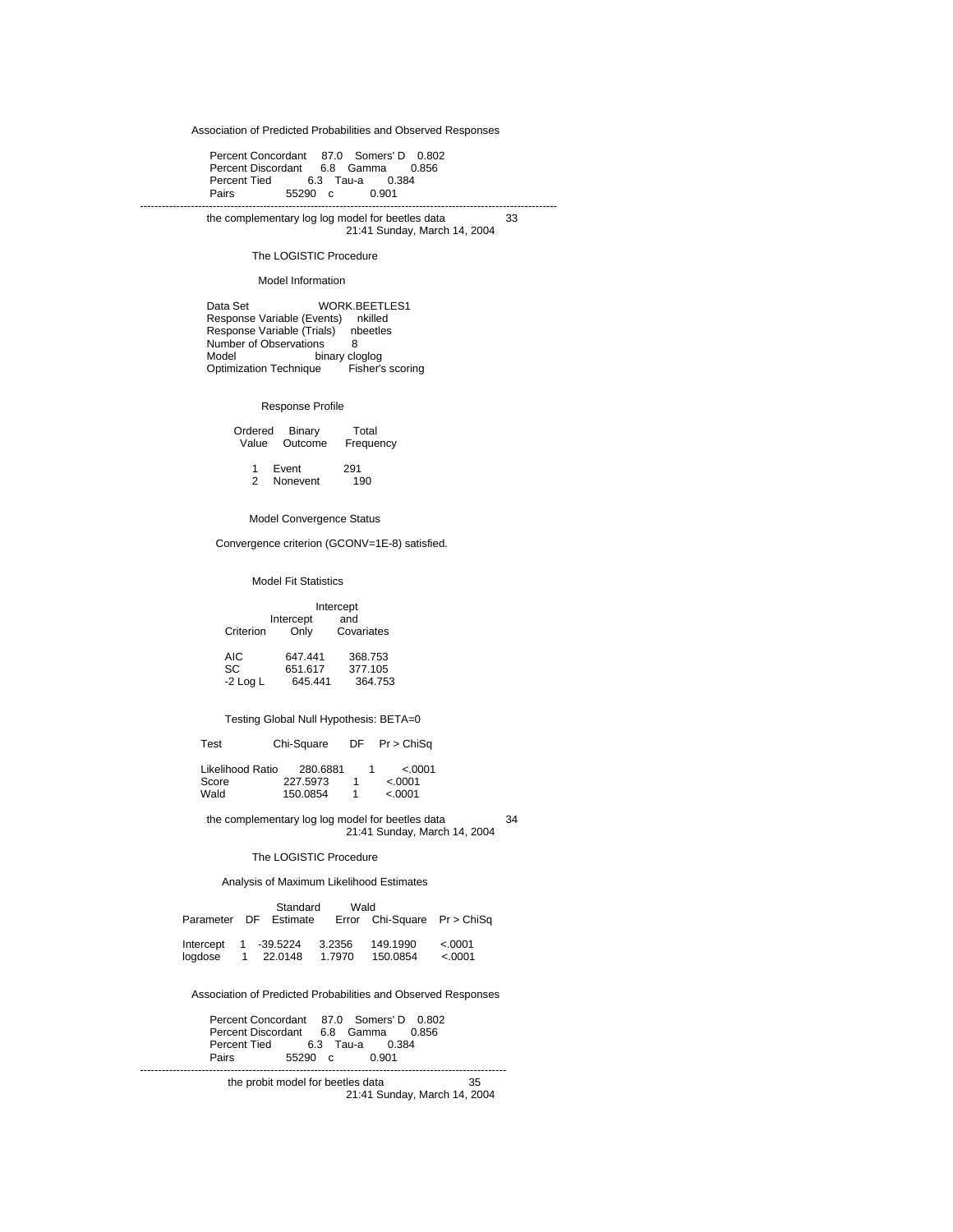Association of Predicted Probabilities and Observed Responses

| | | | |
|---|---|---|---|
| Percent Concordant | 87.0 | Somers' D | 0.802 |
| Percent Discordant | 6.8 | Gamma | 0.856 |
| Percent Tied | 6.3 | Tau-a | 0.384 |
| Pairs | 55290 | c | 0.901 |

---

the complementary log log model for beetles data

21:41 Sunday, March 14, 2004

The LOGISTIC Procedure

Model Information

| | |
|---|---|
| Data Set | WORK.BEETLES1 |
| Response Variable (Events) | nkilled |
| Response Variable (Trials) | nbeetles |
| Number of Observations | 8 |
| Model | binary cloglog |
| Optimization Technique | Fisher's scoring |

Response Profile

| Ordered Value | Binary Outcome | Total Frequency |
|---|---|---|
| 1 | Event | 291 |
| 2 | Nonevent | 190 |

Model Convergence Status

Convergence criterion (GCONV=1E-8) satisfied.

Model Fit Statistics

| Criterion | Intercept Only | Intercept and Covariates |
|---|---|---|
| AIC | 647.441 | 368.753 |
| SC | 651.617 | 377.105 |
| -2 Log L | 645.441 | 364.753 |

Testing Global Null Hypothesis: BETA=0

| Test | Chi-Square | DF | Pr > ChiSq |
|---|---|---|---|
| Likelihood Ratio | 280.6881 | 1 | <.0001 |
| Score | 227.5973 | 1 | <.0001 |
| Wald | 150.0854 | 1 | <.0001 |

the complementary log log model for beetles data

21:41 Sunday, March 14, 2004

The LOGISTIC Procedure

Analysis of Maximum Likelihood Estimates

| Parameter | DF | Estimate | Standard Error | Wald Chi-Square | Pr > ChiSq |
|---|---|---|---|---|---|
| Intercept | 1 | -39.5224 | 3.2356 | 149.1990 | <.0001 |
| logdose | 1 | 22.0148 | 1.7970 | 150.0854 | <.0001 |

Association of Predicted Probabilities and Observed Responses

| | | | |
|---|---|---|---|
| Percent Concordant | 87.0 | Somers' D | 0.802 |
| Percent Discordant | 6.8 | Gamma | 0.856 |
| Percent Tied | 6.3 | Tau-a | 0.384 |
| Pairs | 55290 | c | 0.901 |

---

the probit model for beetles data

21:41 Sunday, March 14, 2004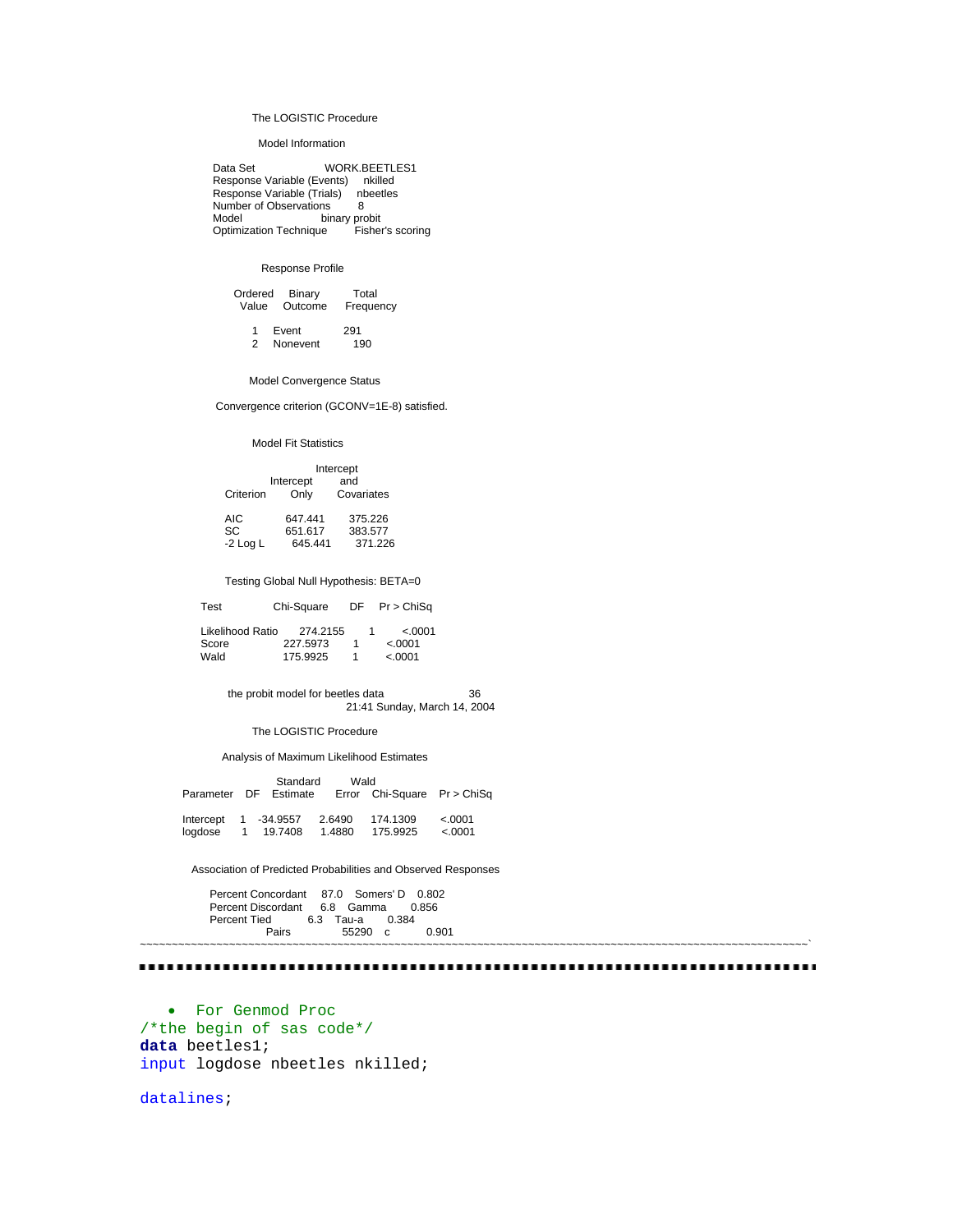The LOGISTIC Procedure

Model Information

| | |
|---|---|
| Data Set | WORK.BEETLES1 |
| Response Variable (Events) | nkilled |
| Response Variable (Trials) | nbeetles |
| Number of Observations | 8 |
| Model | binary probit |
| Optimization Technique | Fisher's scoring |

Response Profile

| Ordered Value | Binary Outcome | Total Frequency |
|---|---|---|
| 1 | Event | 291 |
| 2 | Nonevent | 190 |

Model Convergence Status

Convergence criterion (GCONV=1E-8) satisfied.

Model Fit Statistics

| Criterion | Intercept Only | Intercept and Covariates |
|---|---|---|
| AIC | 647.441 | 375.226 |
| SC | 651.617 | 383.577 |
| -2 Log L | 645.441 | 371.226 |

Testing Global Null Hypothesis: BETA=0

| Test | Chi-Square | DF | Pr > ChiSq |
|---|---|---|---|
| Likelihood Ratio | 274.2155 | 1 | <.0001 |
| Score | 227.5973 | 1 | <.0001 |
| Wald | 175.9925 | 1 | <.0001 |

the probit model for beetles data 36
21:41 Sunday, March 14, 2004

The LOGISTIC Procedure

Analysis of Maximum Likelihood Estimates

| Parameter | DF | Estimate | Standard Error | Wald Chi-Square | Pr > ChiSq |
|---|---|---|---|---|---|
| Intercept | 1 | -34.9557 | 2.6490 | 174.1309 | <.0001 |
| logdose | 1 | 19.7408 | 1.4880 | 175.9925 | <.0001 |

Association of Predicted Probabilities and Observed Responses

| | | | |
|---|---|---|---|
| Percent Concordant | 87.0 | Somers' D | 0.802 |
| Percent Discordant | 6.8 | Gamma | 0.856 |
| Percent Tied | 6.3 | Tau-a | 0.384 |
| Pairs | 55290 | c | 0.901 |

- For Genmod Proc

```
/*the begin of sas code*/
data beetles1;
input logdose nbeetles nkilled;

datalines;
```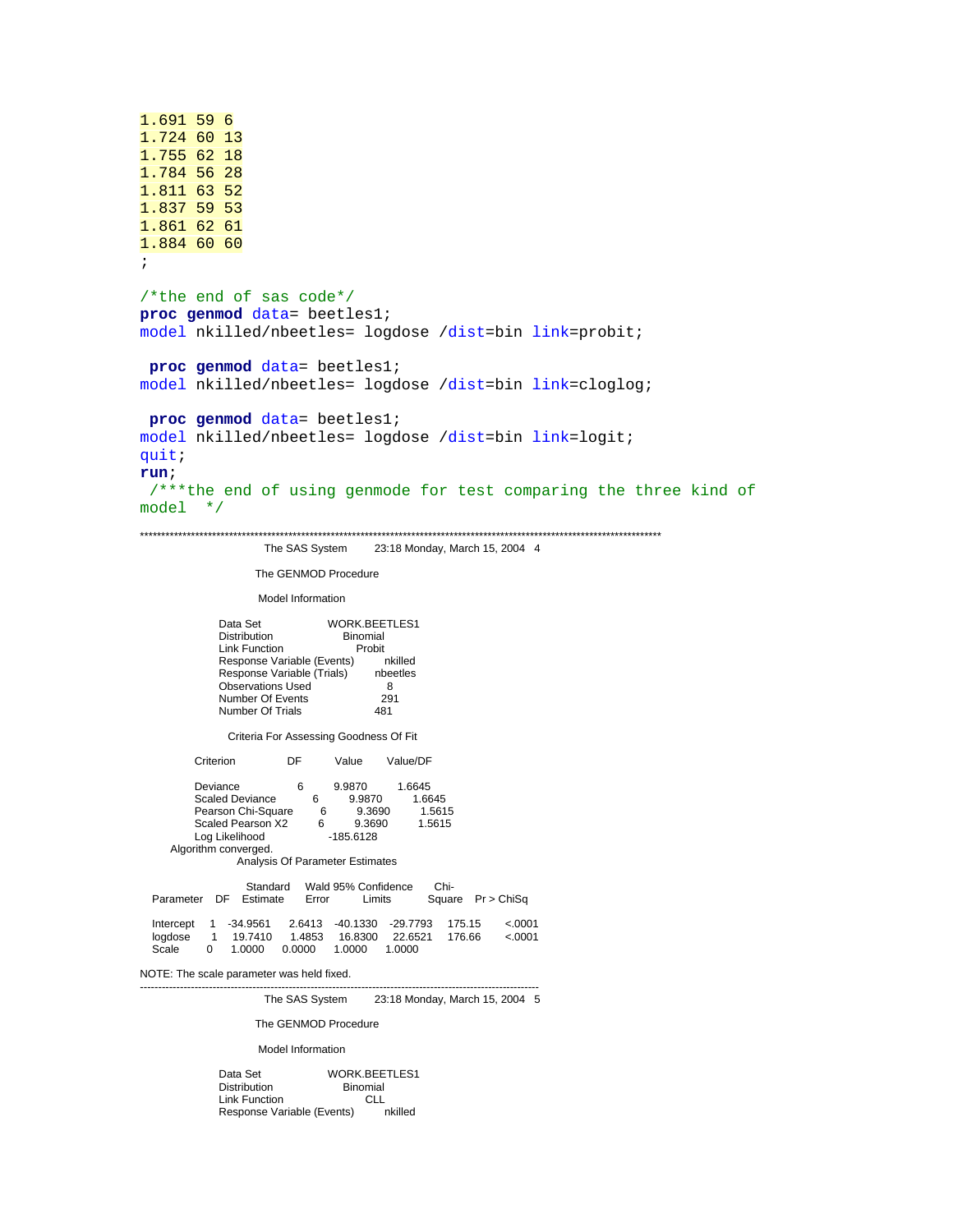```
1.691 59 6
1.724 60 13
1.755 62 18
1.784 56 28
1.811 63 52
1.837 59 53
1.861 62 61
1.884 60 60
;

/*the end of sas code*/
proc genmod data= beetles1;
model nkilled/nbeetles= logdose /dist=bin link=probit;

 proc genmod data= beetles1;
model nkilled/nbeetles= logdose /dist=bin link=cloglog;

 proc genmod data= beetles1;
model nkilled/nbeetles= logdose /dist=bin link=logit;
quit;
run;
 /***the end of using genmode for test comparing the three kind of
model  */
```

*******************************************************************************************************************

The SAS System 23:18 Monday, March 15, 2004 4

The GENMOD Procedure

Model Information

| | |
|---|---|
| Data Set | WORK.BEETLES1 |
| Distribution | Binomial |
| Link Function | Probit |
| Response Variable (Events) | nkilled |
| Response Variable (Trials) | nbeetles |
| Observations Used | 8 |
| Number Of Events | 291 |
| Number Of Trials | 481 |

Criteria For Assessing Goodness Of Fit

| Criterion | DF | Value | Value/DF |
|---|---|---|---|
| Deviance | 6 | 9.9870 | 1.6645 |
| Scaled Deviance | 6 | 9.9870 | 1.6645 |
| Pearson Chi-Square | 6 | 9.3690 | 1.5615 |
| Scaled Pearson X2 | 6 | 9.3690 | 1.5615 |
| Log Likelihood | | -185.6128 | |

Algorithm converged.

Analysis Of Parameter Estimates

| Parameter | DF | Estimate | Standard Error | Wald 95% Confidence Limits | | Chi-Square | Pr > ChiSq |
|---|---|---|---|---|---|---|---|
| Intercept | 1 | -34.9561 | 2.6413 | -40.1330 | -29.7793 | 175.15 | <.0001 |
| logdose | 1 | 19.7410 | 1.4853 | 16.8300 | 22.6521 | 176.66 | <.0001 |
| Scale | 0 | 1.0000 | 0.0000 | 1.0000 | 1.0000 | | |

NOTE: The scale parameter was held fixed.

---

The SAS System 23:18 Monday, March 15, 2004 5

The GENMOD Procedure

Model Information

| | |
|---|---|
| Data Set | WORK.BEETLES1 |
| Distribution | Binomial |
| Link Function | CLL |
| Response Variable (Events) | nkilled |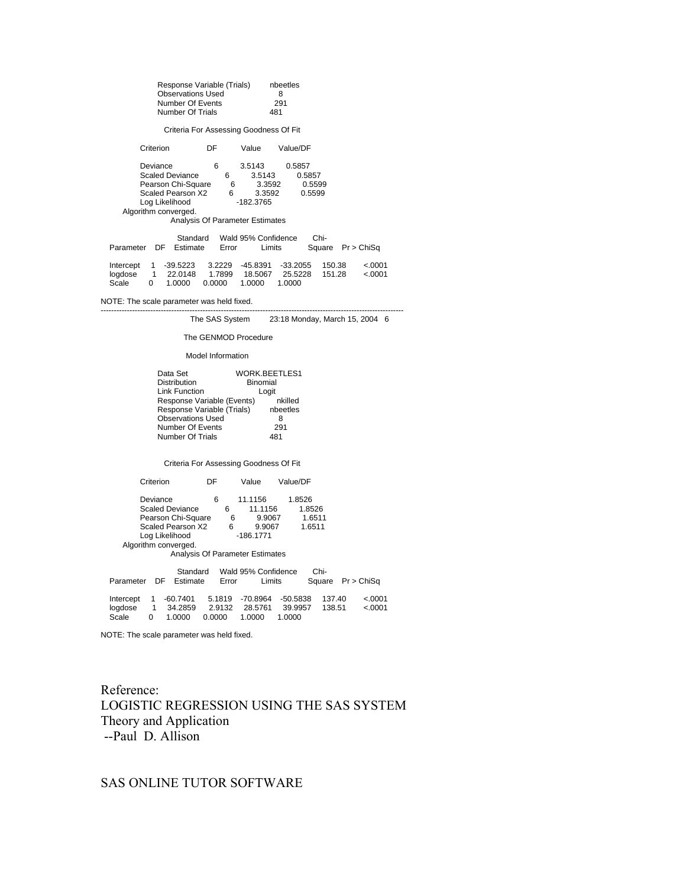| | |
|---|---|
| Response Variable (Trials) | nbeetles |
| Observations Used | 8 |
| Number Of Events | 291 |
| Number Of Trials | 481 |

Criteria For Assessing Goodness Of Fit

| Criterion | DF | Value | Value/DF |
|---|---|---|---|
| Deviance | 6 | 3.5143 | 0.5857 |
| Scaled Deviance | 6 | 3.5143 | 0.5857 |
| Pearson Chi-Square | 6 | 3.3592 | 0.5599 |
| Scaled Pearson X2 | 6 | 3.3592 | 0.5599 |
| Log Likelihood | | -182.3765 | |

Algorithm converged.

Analysis Of Parameter Estimates

| Parameter | DF | Estimate | Standard Error | Wald 95% Confidence Limits | | Chi-Square | Pr > ChiSq |
|---|---|---|---|---|---|---|---|
| Intercept | 1 | -39.5223 | 3.2229 | -45.8391 | -33.2055 | 150.38 | <.0001 |
| logdose | 1 | 22.0148 | 1.7899 | 18.5067 | 25.5228 | 151.28 | <.0001 |
| Scale | 0 | 1.0000 | 0.0000 | 1.0000 | 1.0000 | | |

NOTE: The scale parameter was held fixed.

---

The SAS System 23:18 Monday, March 15, 2004 6

The GENMOD Procedure

Model Information

| | |
|---|---|
| Data Set | WORK.BEETLES1 |
| Distribution | Binomial |
| Link Function | Logit |
| Response Variable (Events) | nkilled |
| Response Variable (Trials) | nbeetles |
| Observations Used | 8 |
| Number Of Events | 291 |
| Number Of Trials | 481 |

Criteria For Assessing Goodness Of Fit

| Criterion | DF | Value | Value/DF |
|---|---|---|---|
| Deviance | 6 | 11.1156 | 1.8526 |
| Scaled Deviance | 6 | 11.1156 | 1.8526 |
| Pearson Chi-Square | 6 | 9.9067 | 1.6511 |
| Scaled Pearson X2 | 6 | 9.9067 | 1.6511 |
| Log Likelihood | | -186.1771 | |

Algorithm converged.

Analysis Of Parameter Estimates

| Parameter | DF | Estimate | Standard Error | Wald 95% Confidence Limits | | Chi-Square | Pr > ChiSq |
|---|---|---|---|---|---|---|---|
| Intercept | 1 | -60.7401 | 5.1819 | -70.8964 | -50.5838 | 137.40 | <.0001 |
| logdose | 1 | 34.2859 | 2.9132 | 28.5761 | 39.9957 | 138.51 | <.0001 |
| Scale | 0 | 1.0000 | 0.0000 | 1.0000 | 1.0000 | | |

NOTE: The scale parameter was held fixed.

Reference:
LOGISTIC REGRESSION USING THE SAS SYSTEM
Theory and Application
--Paul D. Allison

SAS ONLINE TUTOR SOFTWARE